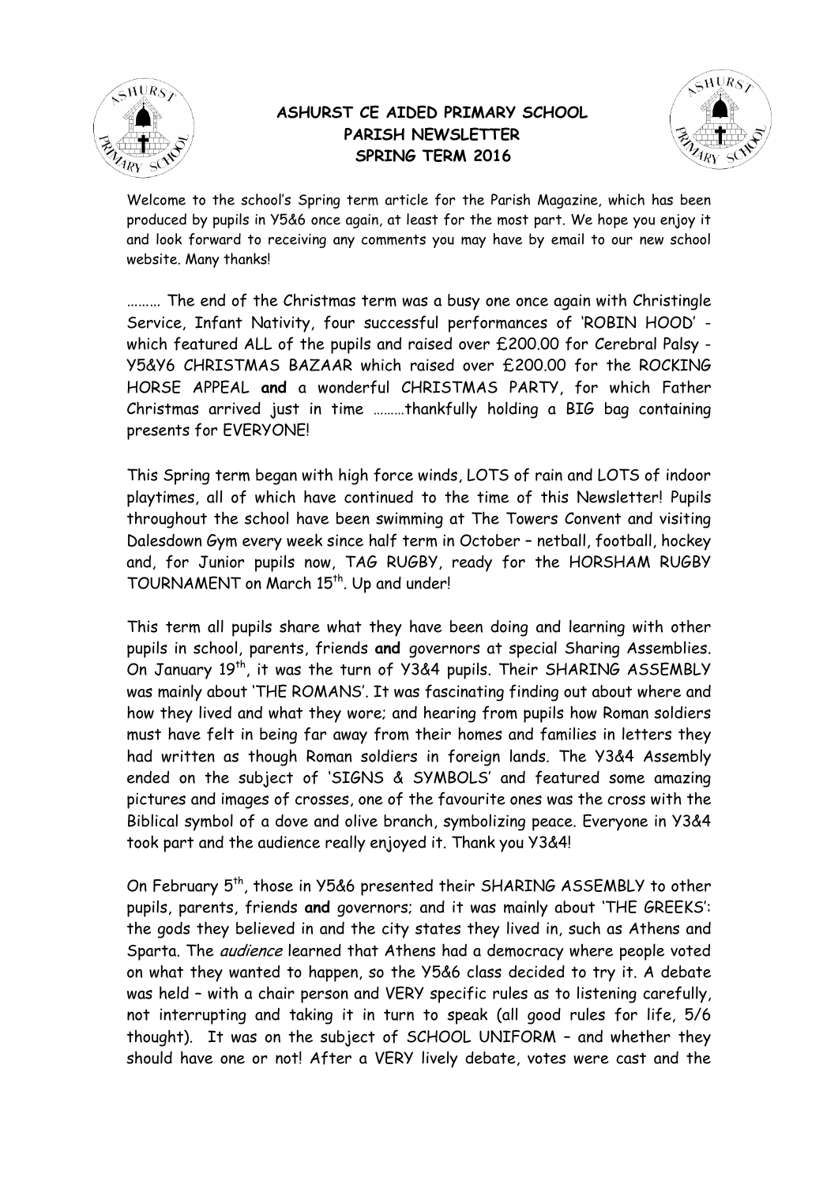# ASHURST CE AIDED PRIMARY SCHOOL
## PARISH NEWSLETTER
## SPRING TERM 2016

Welcome to the school's Spring term article for the Parish Magazine, which has been produced by pupils in Y5&6 once again, at least for the most part. We hope you enjoy it and look forward to receiving any comments you may have by email to our new school website. Many thanks!

……… The end of the Christmas term was a busy one once again with Christingle Service, Infant Nativity, four successful performances of 'ROBIN HOOD' - which featured ALL of the pupils and raised over £200.00 for Cerebral Palsy - Y5&Y6 CHRISTMAS BAZAAR which raised over £200.00 for the ROCKING HORSE APPEAL **and** a wonderful CHRISTMAS PARTY, for which Father Christmas arrived just in time ………thankfully holding a BIG bag containing presents for EVERYONE!

This Spring term began with high force winds, LOTS of rain and LOTS of indoor playtimes, all of which have continued to the time of this Newsletter! Pupils throughout the school have been swimming at The Towers Convent and visiting Dalesdown Gym every week since half term in October – netball, football, hockey and, for Junior pupils now, TAG RUGBY, ready for the HORSHAM RUGBY TOURNAMENT on March 15th. Up and under!

This term all pupils share what they have been doing and learning with other pupils in school, parents, friends **and** governors at special Sharing Assemblies. On January 19th, it was the turn of Y3&4 pupils. Their SHARING ASSEMBLY was mainly about 'THE ROMANS'. It was fascinating finding out about where and how they lived and what they wore; and hearing from pupils how Roman soldiers must have felt in being far away from their homes and families in letters they had written as though Roman soldiers in foreign lands. The Y3&4 Assembly ended on the subject of 'SIGNS & SYMBOLS' and featured some amazing pictures and images of crosses, one of the favourite ones was the cross with the Biblical symbol of a dove and olive branch, symbolizing peace. Everyone in Y3&4 took part and the audience really enjoyed it. Thank you Y3&4!

On February 5th, those in Y5&6 presented their SHARING ASSEMBLY to other pupils, parents, friends **and** governors; and it was mainly about 'THE GREEKS': the gods they believed in and the city states they lived in, such as Athens and Sparta. The *audience* learned that Athens had a democracy where people voted on what they wanted to happen, so the Y5&6 class decided to try it. A debate was held – with a chair person and VERY specific rules as to listening carefully, not interrupting and taking it in turn to speak (all good rules for life, 5/6 thought). It was on the subject of SCHOOL UNIFORM – and whether they should have one or not! After a VERY lively debate, votes were cast and the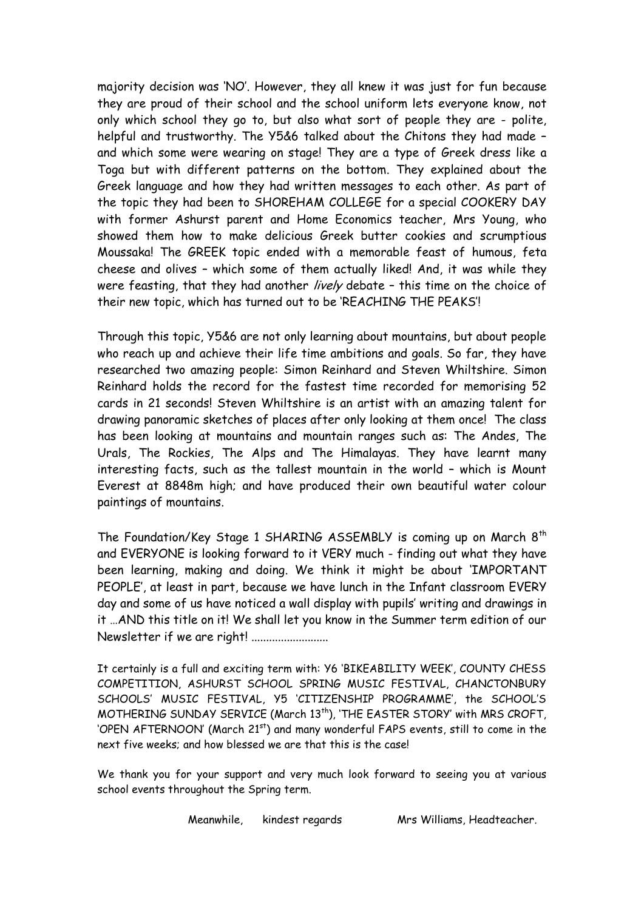majority decision was 'NO'. However, they all knew it was just for fun because they are proud of their school and the school uniform lets everyone know, not only which school they go to, but also what sort of people they are - polite, helpful and trustworthy. The Y5&6 talked about the Chitons they had made – and which some were wearing on stage! They are a type of Greek dress like a Toga but with different patterns on the bottom. They explained about the Greek language and how they had written messages to each other. As part of the topic they had been to SHOREHAM COLLEGE for a special COOKERY DAY with former Ashurst parent and Home Economics teacher, Mrs Young, who showed them how to make delicious Greek butter cookies and scrumptious Moussaka! The GREEK topic ended with a memorable feast of humous, feta cheese and olives – which some of them actually liked! And, it was while they were feasting, that they had another *lively* debate – this time on the choice of their new topic, which has turned out to be 'REACHING THE PEAKS'!

Through this topic, Y5&6 are not only learning about mountains, but about people who reach up and achieve their life time ambitions and goals. So far, they have researched two amazing people: Simon Reinhard and Steven Whiltshire. Simon Reinhard holds the record for the fastest time recorded for memorising 52 cards in 21 seconds! Steven Whiltshire is an artist with an amazing talent for drawing panoramic sketches of places after only looking at them once! The class has been looking at mountains and mountain ranges such as: The Andes, The Urals, The Rockies, The Alps and The Himalayas. They have learnt many interesting facts, such as the tallest mountain in the world – which is Mount Everest at 8848m high; and have produced their own beautiful water colour paintings of mountains.

The Foundation/Key Stage 1 SHARING ASSEMBLY is coming up on March 8th and EVERYONE is looking forward to it VERY much - finding out what they have been learning, making and doing. We think it might be about 'IMPORTANT PEOPLE', at least in part, because we have lunch in the Infant classroom EVERY day and some of us have noticed a wall display with pupils' writing and drawings in it …AND this title on it! We shall let you know in the Summer term edition of our Newsletter if we are right! ..........................

It certainly is a full and exciting term with: Y6 'BIKEABILITY WEEK', COUNTY CHESS COMPETITION, ASHURST SCHOOL SPRING MUSIC FESTIVAL, CHANCTONBURY SCHOOLS' MUSIC FESTIVAL, Y5 'CITIZENSHIP PROGRAMME', the SCHOOL'S MOTHERING SUNDAY SERVICE (March 13th), 'THE EASTER STORY' with MRS CROFT, 'OPEN AFTERNOON' (March 21st) and many wonderful FAPS events, still to come in the next five weeks; and how blessed we are that this is the case!

We thank you for your support and very much look forward to seeing you at various school events throughout the Spring term.

Meanwhile, kindest regards Mrs Williams, Headteacher.